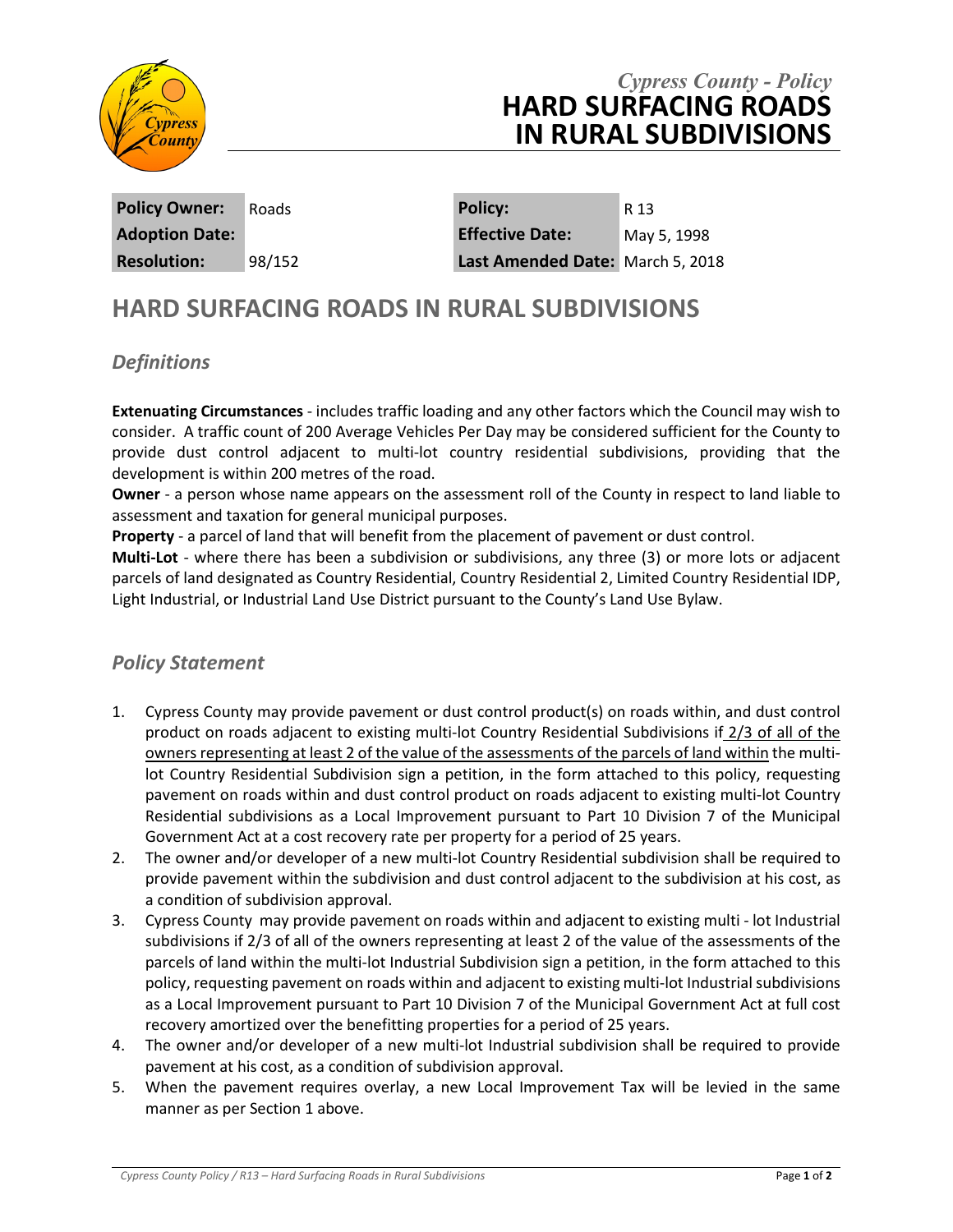*Cypress County - Policy*

# HARD SURFACING ROADS IN RURAL SUBDIVISIONS

| **Policy Owner:** | Roads | **Policy:** | R 13 |
|---|---|---|---|
| **Adoption Date:** | | **Effective Date:** | May 5, 1998 |
| **Resolution:** | 98/152 | **Last Amended Date:** | March 5, 2018 |

## HARD SURFACING ROADS IN RURAL SUBDIVISIONS

### *Definitions*

**Extenuating Circumstances** - includes traffic loading and any other factors which the Council may wish to consider. A traffic count of 200 Average Vehicles Per Day may be considered sufficient for the County to provide dust control adjacent to multi-lot country residential subdivisions, providing that the development is within 200 metres of the road.

**Owner** - a person whose name appears on the assessment roll of the County in respect to land liable to assessment and taxation for general municipal purposes.

**Property** - a parcel of land that will benefit from the placement of pavement or dust control.

**Multi-Lot** - where there has been a subdivision or subdivisions, any three (3) or more lots or adjacent parcels of land designated as Country Residential, Country Residential 2, Limited Country Residential IDP, Light Industrial, or Industrial Land Use District pursuant to the County's Land Use Bylaw.

### *Policy Statement*

1. Cypress County may provide pavement or dust control product(s) on roads within, and dust control product on roads adjacent to existing multi-lot Country Residential Subdivisions if 2/3 of all of the owners representing at least 2 of the value of the assessments of the parcels of land within the multi-lot Country Residential Subdivision sign a petition, in the form attached to this policy, requesting pavement on roads within and dust control product on roads adjacent to existing multi-lot Country Residential subdivisions as a Local Improvement pursuant to Part 10 Division 7 of the Municipal Government Act at a cost recovery rate per property for a period of 25 years.
2. The owner and/or developer of a new multi-lot Country Residential subdivision shall be required to provide pavement within the subdivision and dust control adjacent to the subdivision at his cost, as a condition of subdivision approval.
3. Cypress County may provide pavement on roads within and adjacent to existing multi - lot Industrial subdivisions if 2/3 of all of the owners representing at least 2 of the value of the assessments of the parcels of land within the multi-lot Industrial Subdivision sign a petition, in the form attached to this policy, requesting pavement on roads within and adjacent to existing multi-lot Industrial subdivisions as a Local Improvement pursuant to Part 10 Division 7 of the Municipal Government Act at full cost recovery amortized over the benefitting properties for a period of 25 years.
4. The owner and/or developer of a new multi-lot Industrial subdivision shall be required to provide pavement at his cost, as a condition of subdivision approval.
5. When the pavement requires overlay, a new Local Improvement Tax will be levied in the same manner as per Section 1 above.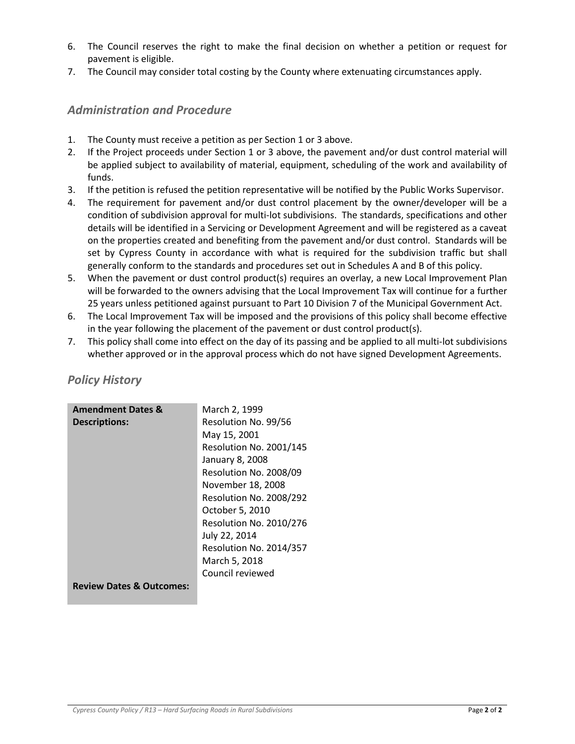6. The Council reserves the right to make the final decision on whether a petition or request for pavement is eligible.
7. The Council may consider total costing by the County where extenuating circumstances apply.

## *Administration and Procedure*

1. The County must receive a petition as per Section 1 or 3 above.
2. If the Project proceeds under Section 1 or 3 above, the pavement and/or dust control material will be applied subject to availability of material, equipment, scheduling of the work and availability of funds.
3. If the petition is refused the petition representative will be notified by the Public Works Supervisor.
4. The requirement for pavement and/or dust control placement by the owner/developer will be a condition of subdivision approval for multi-lot subdivisions. The standards, specifications and other details will be identified in a Servicing or Development Agreement and will be registered as a caveat on the properties created and benefiting from the pavement and/or dust control. Standards will be set by Cypress County in accordance with what is required for the subdivision traffic but shall generally conform to the standards and procedures set out in Schedules A and B of this policy.
5. When the pavement or dust control product(s) requires an overlay, a new Local Improvement Plan will be forwarded to the owners advising that the Local Improvement Tax will continue for a further 25 years unless petitioned against pursuant to Part 10 Division 7 of the Municipal Government Act.
6. The Local Improvement Tax will be imposed and the provisions of this policy shall become effective in the year following the placement of the pavement or dust control product(s).
7. This policy shall come into effect on the day of its passing and be applied to all multi-lot subdivisions whether approved or in the approval process which do not have signed Development Agreements.

## *Policy History*

| | |
|---|---|
| **Amendment Dates & Descriptions:** | March 2, 1999<br>Resolution No. 99/56<br>May 15, 2001<br>Resolution No. 2001/145<br>January 8, 2008<br>Resolution No. 2008/09<br>November 18, 2008<br>Resolution No. 2008/292<br>October 5, 2010<br>Resolution No. 2010/276<br>July 22, 2014<br>Resolution No. 2014/357<br>March 5, 2018<br>Council reviewed |
| **Review Dates & Outcomes:** | |